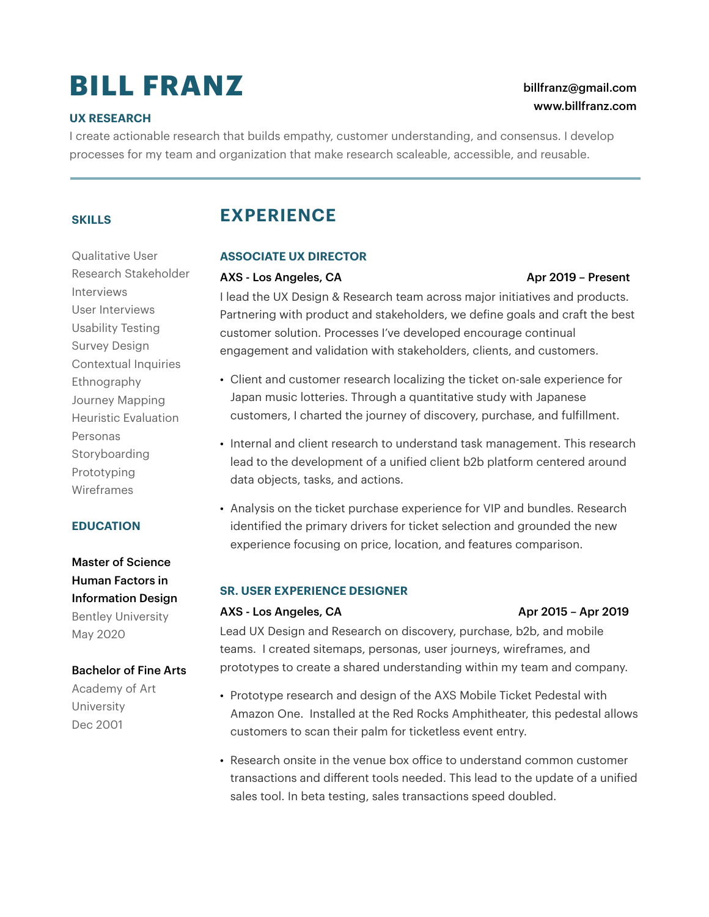# BILL FRANZ

billfranz@gmail.com
www.billfranz.com

### UX RESEARCH

I create actionable research that builds empathy, customer understanding, and consensus. I develop processes for my team and organization that make research scaleable, accessible, and reusable.

---

### SKILLS

Qualitative User Research Stakeholder Interviews
User Interviews
Usability Testing
Survey Design
Contextual Inquiries
Ethnography
Journey Mapping
Heuristic Evaluation
Personas
Storyboarding
Prototyping
Wireframes

### EDUCATION

**Master of Science Human Factors in Information Design**
Bentley University
May 2020

**Bachelor of Fine Arts**
Academy of Art University
Dec 2001

## EXPERIENCE

### ASSOCIATE UX DIRECTOR

**AXS - Los Angeles, CA** — **Apr 2019 – Present**

I lead the UX Design & Research team across major initiatives and products. Partnering with product and stakeholders, we define goals and craft the best customer solution. Processes I've developed encourage continual engagement and validation with stakeholders, clients, and customers.

- Client and customer research localizing the ticket on-sale experience for Japan music lotteries. Through a quantitative study with Japanese customers, I charted the journey of discovery, purchase, and fulfillment.
- Internal and client research to understand task management. This research lead to the development of a unified client b2b platform centered around data objects, tasks, and actions.
- Analysis on the ticket purchase experience for VIP and bundles. Research identified the primary drivers for ticket selection and grounded the new experience focusing on price, location, and features comparison.

### SR. USER EXPERIENCE DESIGNER

**AXS - Los Angeles, CA** — **Apr 2015 – Apr 2019**

Lead UX Design and Research on discovery, purchase, b2b, and mobile teams. I created sitemaps, personas, user journeys, wireframes, and prototypes to create a shared understanding within my team and company.

- Prototype research and design of the AXS Mobile Ticket Pedestal with Amazon One. Installed at the Red Rocks Amphitheater, this pedestal allows customers to scan their palm for ticketless event entry.
- Research onsite in the venue box office to understand common customer transactions and different tools needed. This lead to the update of a unified sales tool. In beta testing, sales transactions speed doubled.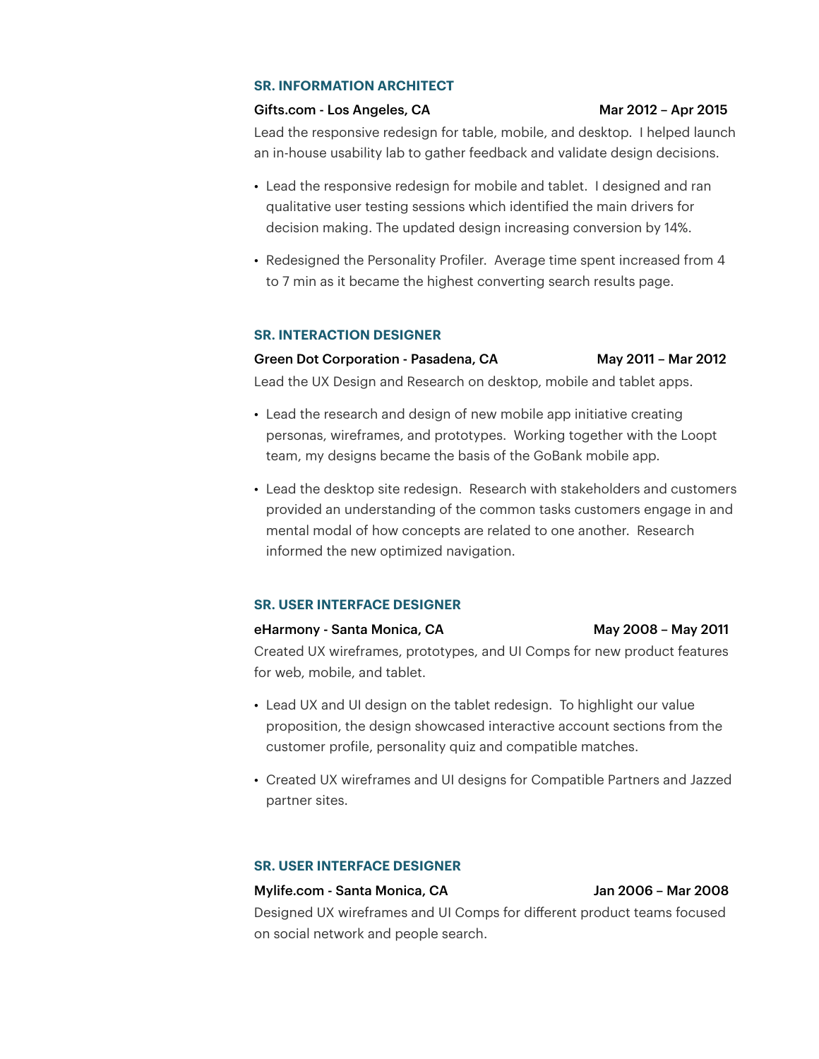### SR. INFORMATION ARCHITECT

**Gifts.com - Los Angeles, CA** Mar 2012 – Apr 2015

Lead the responsive redesign for table, mobile, and desktop. I helped launch an in-house usability lab to gather feedback and validate design decisions.

- Lead the responsive redesign for mobile and tablet. I designed and ran qualitative user testing sessions which identified the main drivers for decision making. The updated design increasing conversion by 14%.
- Redesigned the Personality Profiler. Average time spent increased from 4 to 7 min as it became the highest converting search results page.

### SR. INTERACTION DESIGNER

**Green Dot Corporation - Pasadena, CA** May 2011 – Mar 2012

Lead the UX Design and Research on desktop, mobile and tablet apps.

- Lead the research and design of new mobile app initiative creating personas, wireframes, and prototypes. Working together with the Loopt team, my designs became the basis of the GoBank mobile app.
- Lead the desktop site redesign. Research with stakeholders and customers provided an understanding of the common tasks customers engage in and mental modal of how concepts are related to one another. Research informed the new optimized navigation.

### SR. USER INTERFACE DESIGNER

**eHarmony - Santa Monica, CA** May 2008 – May 2011

Created UX wireframes, prototypes, and UI Comps for new product features for web, mobile, and tablet.

- Lead UX and UI design on the tablet redesign. To highlight our value proposition, the design showcased interactive account sections from the customer profile, personality quiz and compatible matches.
- Created UX wireframes and UI designs for Compatible Partners and Jazzed partner sites.

### SR. USER INTERFACE DESIGNER

**Mylife.com - Santa Monica, CA** Jan 2006 – Mar 2008

Designed UX wireframes and UI Comps for different product teams focused on social network and people search.